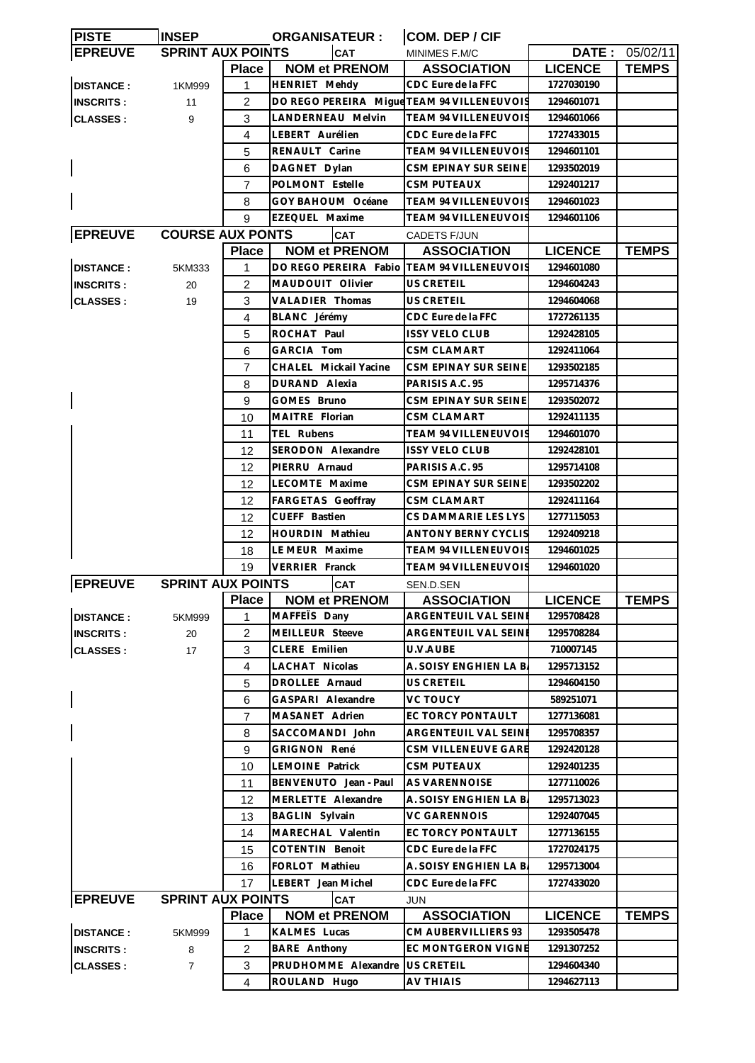| PISTE | INSEP | ORGANISATEUR : | COM. DEP / CIF | | |
|---|---|---|---|---|---|
| **EPREUVE** | **SPRINT AUX POINTS** | **CAT** | MINIMES F.M/C | **DATE :** | 05/02/11 |

| | | Place | NOM et PRENOM | ASSOCIATION | LICENCE | TEMPS |
|---|---|---|---|---|---|---|
| DISTANCE : | 1KM999 | 1 | HENRIET Mehdy | CDC Eure de la FFC | 1727030190 | |
| INSCRITS : | 11 | 2 | DO REGO PEREIRA Migue | TEAM 94 VILLENEUVOIS | 1294601071 | |
| CLASSES : | 9 | 3 | LANDERNEAU Melvin | TEAM 94 VILLENEUVOIS | 1294601066 | |
| | | 4 | LEBERT Aurélien | CDC Eure de la FFC | 1727433015 | |
| | | 5 | RENAULT Carine | TEAM 94 VILLENEUVOIS | 1294601101 | |
| | | 6 | DAGNET Dylan | CSM EPINAY SUR SEINE | 1293502019 | |
| | | 7 | POLMONT Estelle | CSM PUTEAUX | 1292401217 | |
| | | 8 | GOY BAHOUM Océane | TEAM 94 VILLENEUVOIS | 1294601023 | |
| | | 9 | EZEQUEL Maxime | TEAM 94 VILLENEUVOIS | 1294601106 | |

| **EPREUVE** | **COURSE AUX PONTS** | **CAT** | CADETS F/JUN | | | |
|---|---|---|---|---|---|---|
| | | Place | NOM et PRENOM | ASSOCIATION | LICENCE | TEMPS |
| DISTANCE : | 5KM333 | 1 | DO REGO PEREIRA Fabio | TEAM 94 VILLENEUVOIS | 1294601080 | |
| INSCRITS : | 20 | 2 | MAUDOUIT Olivier | US CRETEIL | 1294604243 | |
| CLASSES : | 19 | 3 | VALADIER Thomas | US CRETEIL | 1294604068 | |
| | | 4 | BLANC Jérémy | CDC Eure de la FFC | 1727261135 | |
| | | 5 | ROCHAT Paul | ISSY VELO CLUB | 1292428105 | |
| | | 6 | GARCIA Tom | CSM CLAMART | 1292411064 | |
| | | 7 | CHALEL Mickail Yacine | CSM EPINAY SUR SEINE | 1293502185 | |
| | | 8 | DURAND Alexia | PARISIS A.C. 95 | 1295714376 | |
| | | 9 | GOMES Bruno | CSM EPINAY SUR SEINE | 1293502072 | |
| | | 10 | MAITRE Florian | CSM CLAMART | 1292411135 | |
| | | 11 | TEL Rubens | TEAM 94 VILLENEUVOIS | 1294601070 | |
| | | 12 | SERODON Alexandre | ISSY VELO CLUB | 1292428101 | |
| | | 12 | PIERRU Arnaud | PARISIS A.C. 95 | 1295714108 | |
| | | 12 | LECOMTE Maxime | CSM EPINAY SUR SEINE | 1293502202 | |
| | | 12 | FARGETAS Geoffray | CSM CLAMART | 1292411164 | |
| | | 12 | CUEFF Bastien | CS DAMMARIE LES LYS | 1277115053 | |
| | | 12 | HOURDIN Mathieu | ANTONY BERNY CYCLIS | 1292409218 | |
| | | 18 | LE MEUR Maxime | TEAM 94 VILLENEUVOIS | 1294601025 | |
| | | 19 | VERRIER Franck | TEAM 94 VILLENEUVOIS | 1294601020 | |

| **EPREUVE** | **SPRINT AUX POINTS** | **CAT** | SEN.D.SEN | | | |
|---|---|---|---|---|---|---|
| | | Place | NOM et PRENOM | ASSOCIATION | LICENCE | TEMPS |
| DISTANCE : | 5KM999 | 1 | MAFFEÏS Dany | ARGENTEUIL VAL SEINE | 1295708428 | |
| INSCRITS : | 20 | 2 | MEILLEUR Steeve | ARGENTEUIL VAL SEINE | 1295708284 | |
| CLASSES : | 17 | 3 | CLERE Emilien | U.V.AUBE | 710007145 | |
| | | 4 | LACHAT Nicolas | A. SOISY ENGHIEN LA BA | 1295713152 | |
| | | 5 | DROLLEE Arnaud | US CRETEIL | 1294604150 | |
| | | 6 | GASPARI Alexandre | VC TOUCY | 589251071 | |
| | | 7 | MASANET Adrien | EC TORCY PONTAULT | 1277136081 | |
| | | 8 | SACCOMANDI John | ARGENTEUIL VAL SEINE | 1295708357 | |
| | | 9 | GRIGNON René | CSM VILLENEUVE GARE | 1292420128 | |
| | | 10 | LEMOINE Patrick | CSM PUTEAUX | 1292401235 | |
| | | 11 | BENVENUTO Jean - Paul | AS VARENNOISE | 1277110026 | |
| | | 12 | MERLETTE Alexandre | A. SOISY ENGHIEN LA BA | 1295713023 | |
| | | 13 | BAGLIN Sylvain | VC GARENNOIS | 1292407045 | |
| | | 14 | MARECHAL Valentin | EC TORCY PONTAULT | 1277136155 | |
| | | 15 | COTENTIN Benoit | CDC Eure de la FFC | 1727024175 | |
| | | 16 | FORLOT Mathieu | A. SOISY ENGHIEN LA BA | 1295713004 | |
| | | 17 | LEBERT Jean Michel | CDC Eure de la FFC | 1727433020 | |

| **EPREUVE** | **SPRINT AUX POINTS** | **CAT** | JUN | | | |
|---|---|---|---|---|---|---|
| | | Place | NOM et PRENOM | ASSOCIATION | LICENCE | TEMPS |
| DISTANCE : | 5KM999 | 1 | KALMES Lucas | CM AUBERVILLIERS 93 | 1293505478 | |
| INSCRITS : | 8 | 2 | BARE Anthony | EC MONTGERON VIGNE | 1291307252 | |
| CLASSES : | 7 | 3 | PRUDHOMME Alexandre | US CRETEIL | 1294604340 | |
| | | 4 | ROULAND Hugo | AV THIAIS | 1294627113 | |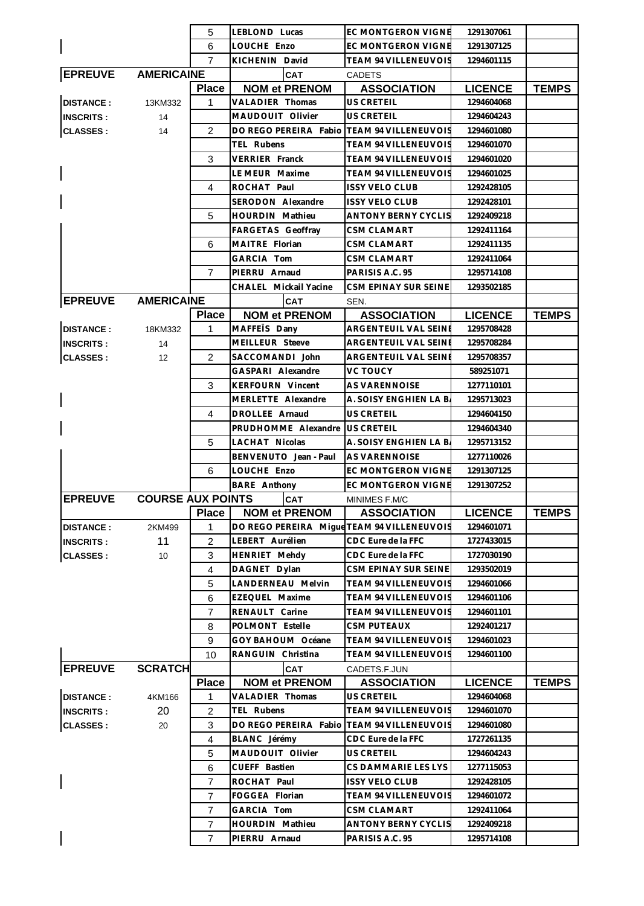| | | Place | NOM et PRENOM | ASSOCIATION | LICENCE | TEMPS |
|---|---|---|---|---|---|---|
| | | 5 | LEBLOND Lucas | EC MONTGERON VIGNE | 1291307061 | |
| | | 6 | LOUCHE Enzo | EC MONTGERON VIGNE | 1291307125 | |
| | | 7 | KICHENIN David | TEAM 94 VILLENEUVOIS | 1294601115 | |

| EPREUVE | AMERICAINE | CAT | CADETS | | | |
|---|---|---|---|---|---|---|
| | | Place | NOM et PRENOM | ASSOCIATION | LICENCE | TEMPS |
| DISTANCE : | 13KM332 | 1 | VALADIER Thomas | US CRETEIL | 1294604068 | |
| INSCRITS : | 14 | | MAUDOUIT Olivier | US CRETEIL | 1294604243 | |
| CLASSES : | 14 | 2 | DO REGO PEREIRA Fabio | TEAM 94 VILLENEUVOIS | 1294601080 | |
| | | | TEL Rubens | TEAM 94 VILLENEUVOIS | 1294601070 | |
| | | 3 | VERRIER Franck | TEAM 94 VILLENEUVOIS | 1294601020 | |
| | | | LE MEUR Maxime | TEAM 94 VILLENEUVOIS | 1294601025 | |
| | | 4 | ROCHAT Paul | ISSY VELO CLUB | 1292428105 | |
| | | | SERODON Alexandre | ISSY VELO CLUB | 1292428101 | |
| | | 5 | HOURDIN Mathieu | ANTONY BERNY CYCLIS | 1292409218 | |
| | | | FARGETAS Geoffray | CSM CLAMART | 1292411164 | |
| | | 6 | MAITRE Florian | CSM CLAMART | 1292411135 | |
| | | | GARCIA Tom | CSM CLAMART | 1292411064 | |
| | | 7 | PIERRU Arnaud | PARISIS A.C. 95 | 1295714108 | |
| | | | CHALEL Mickail Yacine | CSM EPINAY SUR SEINE | 1293502185 | |

| EPREUVE | AMERICAINE | CAT | SEN. | | | |
|---|---|---|---|---|---|---|
| | | Place | NOM et PRENOM | ASSOCIATION | LICENCE | TEMPS |
| DISTANCE : | 18KM332 | 1 | MAFFEÏS Dany | ARGENTEUIL VAL SEINE | 1295708428 | |
| INSCRITS : | 14 | | MEILLEUR Steeve | ARGENTEUIL VAL SEINE | 1295708284 | |
| CLASSES : | 12 | 2 | SACCOMANDI John | ARGENTEUIL VAL SEINE | 1295708357 | |
| | | | GASPARI Alexandre | VC TOUCY | 589251071 | |
| | | 3 | KERFOURN Vincent | AS VARENNOISE | 1277110101 | |
| | | | MERLETTE Alexandre | A. SOISY ENGHIEN LA BA | 1295713023 | |
| | | 4 | DROLLEE Arnaud | US CRETEIL | 1294604150 | |
| | | | PRUDHOMME Alexandre | US CRETEIL | 1294604340 | |
| | | 5 | LACHAT Nicolas | A. SOISY ENGHIEN LA BA | 1295713152 | |
| | | | BENVENUTO Jean - Paul | AS VARENNOISE | 1277110026 | |
| | | 6 | LOUCHE Enzo | EC MONTGERON VIGNE | 1291307125 | |
| | | | BARE Anthony | EC MONTGERON VIGNE | 1291307252 | |

| EPREUVE | COURSE AUX POINTS | CAT | MINIMES F.M/C | | | |
|---|---|---|---|---|---|---|
| | | Place | NOM et PRENOM | ASSOCIATION | LICENCE | TEMPS |
| DISTANCE : | 2KM499 | 1 | DO REGO PEREIRA Migue | TEAM 94 VILLENEUVOIS | 1294601071 | |
| INSCRITS : | 11 | 2 | LEBERT Aurélien | CDC Eure de la FFC | 1727433015 | |
| CLASSES : | 10 | 3 | HENRIET Mehdy | CDC Eure de la FFC | 1727030190 | |
| | | 4 | DAGNET Dylan | CSM EPINAY SUR SEINE | 1293502019 | |
| | | 5 | LANDERNEAU Melvin | TEAM 94 VILLENEUVOIS | 1294601066 | |
| | | 6 | EZEQUEL Maxime | TEAM 94 VILLENEUVOIS | 1294601106 | |
| | | 7 | RENAULT Carine | TEAM 94 VILLENEUVOIS | 1294601101 | |
| | | 8 | POLMONT Estelle | CSM PUTEAUX | 1292401217 | |
| | | 9 | GOY BAHOUM Océane | TEAM 94 VILLENEUVOIS | 1294601023 | |
| | | 10 | RANGUIN Christina | TEAM 94 VILLENEUVOIS | 1294601100 | |

| EPREUVE | SCRATCH | CAT | CADETS.F.JUN | | | |
|---|---|---|---|---|---|---|
| | | Place | NOM et PRENOM | ASSOCIATION | LICENCE | TEMPS |
| DISTANCE : | 4KM166 | 1 | VALADIER Thomas | US CRETEIL | 1294604068 | |
| INSCRITS : | 20 | 2 | TEL Rubens | TEAM 94 VILLENEUVOIS | 1294601070 | |
| CLASSES : | 20 | 3 | DO REGO PEREIRA Fabio | TEAM 94 VILLENEUVOIS | 1294601080 | |
| | | 4 | BLANC Jérémy | CDC Eure de la FFC | 1727261135 | |
| | | 5 | MAUDOUIT Olivier | US CRETEIL | 1294604243 | |
| | | 6 | CUEFF Bastien | CS DAMMARIE LES LYS | 1277115053 | |
| | | 7 | ROCHAT Paul | ISSY VELO CLUB | 1292428105 | |
| | | 7 | FOGGEA Florian | TEAM 94 VILLENEUVOIS | 1294601072 | |
| | | 7 | GARCIA Tom | CSM CLAMART | 1292411064 | |
| | | 7 | HOURDIN Mathieu | ANTONY BERNY CYCLIS | 1292409218 | |
| | | 7 | PIERRU Arnaud | PARISIS A.C. 95 | 1295714108 | |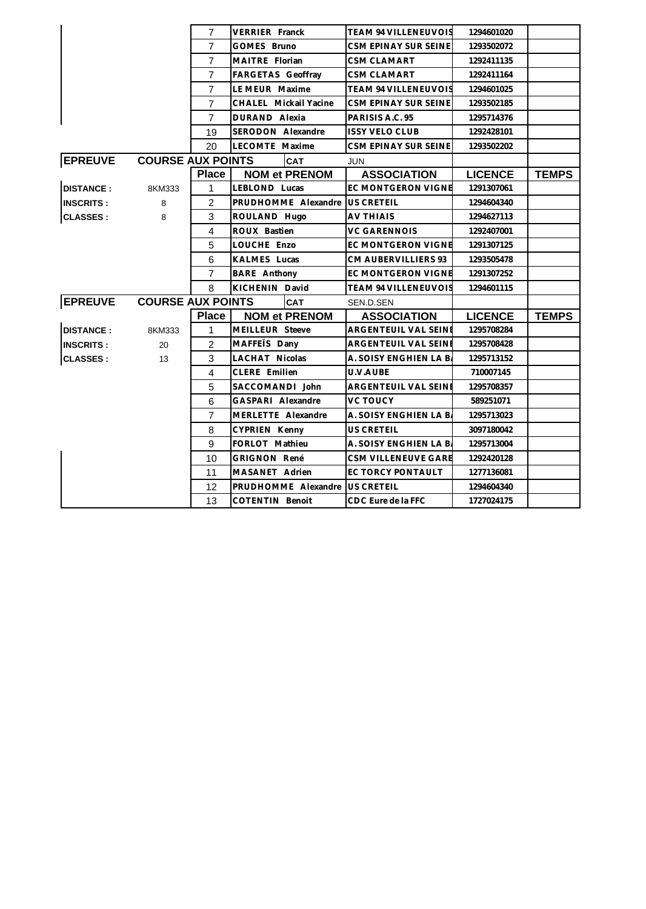| | | | | | | | |
|---|---|---|---|---|---|---|---|
| | | 7 | VERRIER Franck | | TEAM 94 VILLENEUVOIS | 1294601020 | |
| | | 7 | GOMES Bruno | | CSM EPINAY SUR SEINE | 1293502072 | |
| | | 7 | MAITRE Florian | | CSM CLAMART | 1292411135 | |
| | | 7 | FARGETAS Geoffray | | CSM CLAMART | 1292411164 | |
| | | 7 | LE MEUR Maxime | | TEAM 94 VILLENEUVOIS | 1294601025 | |
| | | 7 | CHALEL Mickail Yacine | | CSM EPINAY SUR SEINE | 1293502185 | |
| | | 7 | DURAND Alexia | | PARISIS A.C. 95 | 1295714376 | |
| | | 19 | SERODON Alexandre | | ISSY VELO CLUB | 1292428101 | |
| | | 20 | LECOMTE Maxime | | CSM EPINAY SUR SEINE | 1293502202 | |
| **EPREUVE** | **COURSE AUX POINTS** | | | **CAT** | JUN | | |
| | | **Place** | **NOM et PRENOM** | | **ASSOCIATION** | **LICENCE** | **TEMPS** |
| **DISTANCE :** | 8KM333 | 1 | LEBLOND Lucas | | EC MONTGERON VIGNE | 1291307061 | |
| **INSCRITS :** | 8 | 2 | PRUDHOMME Alexandre | | US CRETEIL | 1294604340 | |
| **CLASSES :** | 8 | 3 | ROULAND Hugo | | AV THIAIS | 1294627113 | |
| | | 4 | ROUX Bastien | | VC GARENNOIS | 1292407001 | |
| | | 5 | LOUCHE Enzo | | EC MONTGERON VIGNE | 1291307125 | |
| | | 6 | KALMES Lucas | | CM AUBERVILLIERS 93 | 1293505478 | |
| | | 7 | BARE Anthony | | EC MONTGERON VIGNE | 1291307252 | |
| | | 8 | KICHENIN David | | TEAM 94 VILLENEUVOIS | 1294601115 | |
| **EPREUVE** | **COURSE AUX POINTS** | | | **CAT** | SEN.D.SEN | | |
| | | **Place** | **NOM et PRENOM** | | **ASSOCIATION** | **LICENCE** | **TEMPS** |
| **DISTANCE :** | 8KM333 | 1 | MEILLEUR Steeve | | ARGENTEUIL VAL SEINE | 1295708284 | |
| **INSCRITS :** | 20 | 2 | MAFFEÏS Dany | | ARGENTEUIL VAL SEINE | 1295708428 | |
| **CLASSES :** | 13 | 3 | LACHAT Nicolas | | A. SOISY ENGHIEN LA BA | 1295713152 | |
| | | 4 | CLERE Emilien | | U.V.AUBE | 710007145 | |
| | | 5 | SACCOMANDI John | | ARGENTEUIL VAL SEINE | 1295708357 | |
| | | 6 | GASPARI Alexandre | | VC TOUCY | 589251071 | |
| | | 7 | MERLETTE Alexandre | | A. SOISY ENGHIEN LA BA | 1295713023 | |
| | | 8 | CYPRIEN Kenny | | US CRETEIL | 3097180042 | |
| | | 9 | FORLOT Mathieu | | A. SOISY ENGHIEN LA BA | 1295713004 | |
| | | 10 | GRIGNON René | | CSM VILLENEUVE GARE | 1292420128 | |
| | | 11 | MASANET Adrien | | EC TORCY PONTAULT | 1277136081 | |
| | | 12 | PRUDHOMME Alexandre | | US CRETEIL | 1294604340 | |
| | | 13 | COTENTIN Benoit | | CDC Eure de la FFC | 1727024175 | |